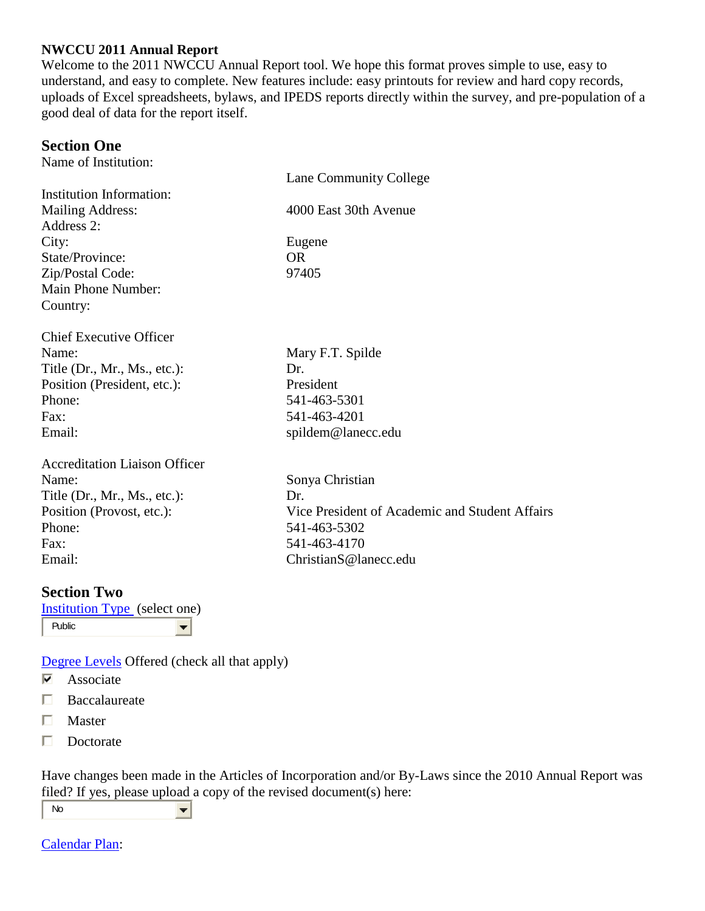**NWCCU 2011 Annual Report**

Welcome to the 2011 NWCCU Annual Report tool. We hope this format proves simple to use, easy to understand, and easy to complete. New features include: easy printouts for review and hard copy records, uploads of Excel spreadsheets, bylaws, and IPEDS reports directly within the survey, and pre-population of a good deal of data for the report itself.

## Section One

Name of Institution: Lane Community College

Institution Information:

| | |
|---|---|
| Mailing Address: | 4000 East 30th Avenue |
| Address 2: | |
| City: | Eugene |
| State/Province: | OR |
| Zip/Postal Code: | 97405 |
| Main Phone Number: | |
| Country: | |

Chief Executive Officer

| | |
|---|---|
| Name: | Mary F.T. Spilde |
| Title (Dr., Mr., Ms., etc.): | Dr. |
| Position (President, etc.): | President |
| Phone: | 541-463-5301 |
| Fax: | 541-463-4201 |
| Email: | spildem@lanecc.edu |

Accreditation Liaison Officer

| | |
|---|---|
| Name: | Sonya Christian |
| Title (Dr., Mr., Ms., etc.): | Dr. |
| Position (Provost, etc.): | Vice President of Academic and Student Affairs |
| Phone: | 541-463-5302 |
| Fax: | 541-463-4170 |
| Email: | ChristianS@lanecc.edu |

## Section Two

Institution Type (select one)

Public

Degree Levels Offered (check all that apply)

- [x] Associate
- [ ] Baccalaureate
- [ ] Master
- [ ] Doctorate

Have changes been made in the Articles of Incorporation and/or By-Laws since the 2010 Annual Report was filed? If yes, please upload a copy of the revised document(s) here:

No

Calendar Plan: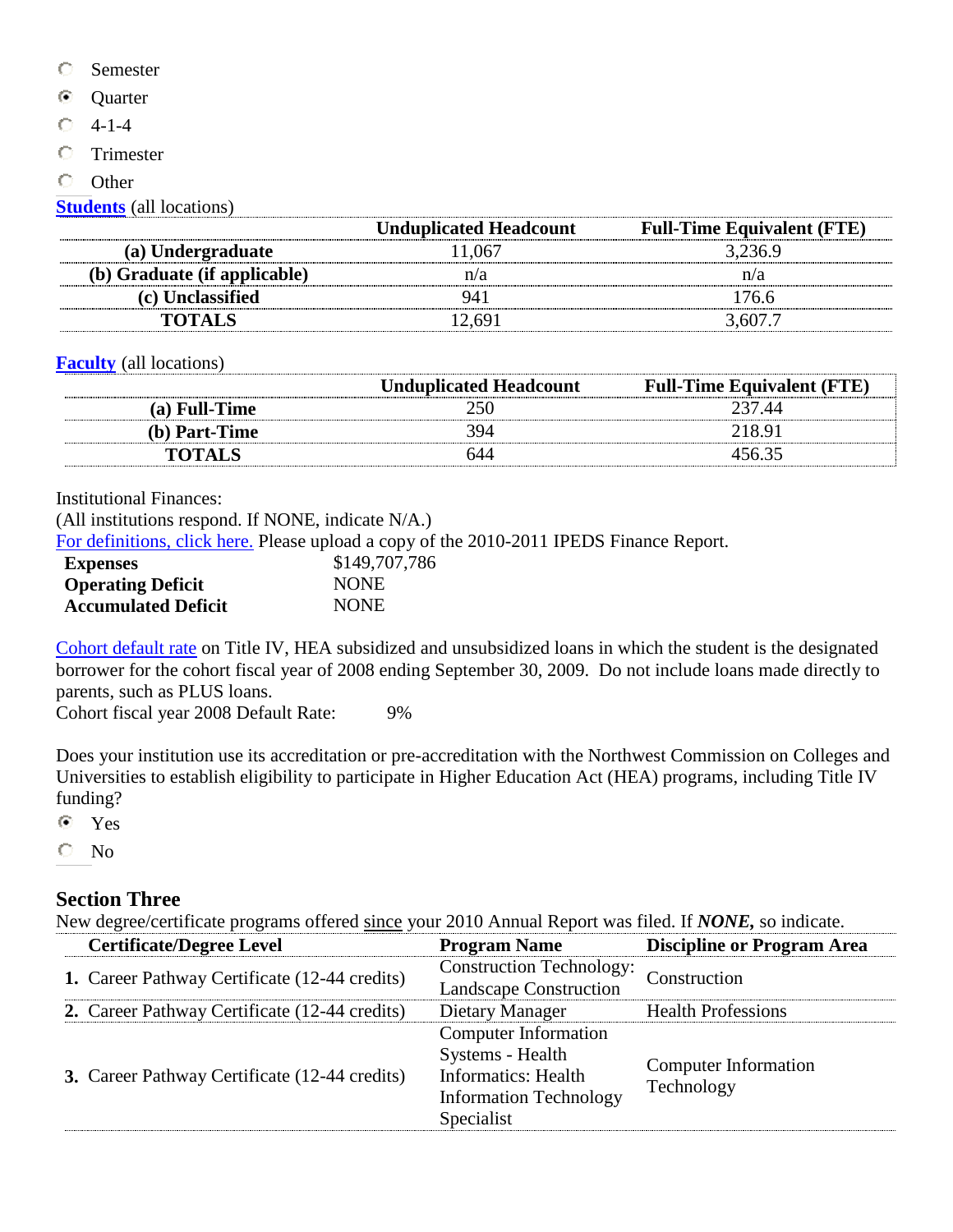- ○ Semester
- ◉ Quarter
- ○ 4-1-4
- ○ Trimester
- ○ Other

**Students** (all locations)

| | Unduplicated Headcount | Full-Time Equivalent (FTE) |
|---|---|---|
| **(a) Undergraduate** | 11,067 | 3,236.9 |
| **(b) Graduate (if applicable)** | n/a | n/a |
| **(c) Unclassified** | 941 | 176.6 |
| **TOTALS** | 12,691 | 3,607.7 |

**Faculty** (all locations)

| | Unduplicated Headcount | Full-Time Equivalent (FTE) |
|---|---|---|
| **(a) Full-Time** | 250 | 237.44 |
| **(b) Part-Time** | 394 | 218.91 |
| **TOTALS** | 644 | 456.35 |

Institutional Finances:
(All institutions respond. If NONE, indicate N/A.)
For definitions, click here. Please upload a copy of the 2010-2011 IPEDS Finance Report.

| | |
|---|---|
| **Expenses** | $149,707,786 |
| **Operating Deficit** | NONE |
| **Accumulated Deficit** | NONE |

Cohort default rate on Title IV, HEA subsidized and unsubsidized loans in which the student is the designated borrower for the cohort fiscal year of 2008 ending September 30, 2009. Do not include loans made directly to parents, such as PLUS loans.
Cohort fiscal year 2008 Default Rate: 9%

Does your institution use its accreditation or pre-accreditation with the Northwest Commission on Colleges and Universities to establish eligibility to participate in Higher Education Act (HEA) programs, including Title IV funding?

- ◉ Yes
- ○ No

## Section Three

New degree/certificate programs offered <u>since</u> your 2010 Annual Report was filed. If ***NONE,*** so indicate.

| Certificate/Degree Level | Program Name | Discipline or Program Area |
|---|---|---|
| **1.** Career Pathway Certificate (12-44 credits) | Construction Technology: Landscape Construction | Construction |
| **2.** Career Pathway Certificate (12-44 credits) | Dietary Manager | Health Professions |
| **3.** Career Pathway Certificate (12-44 credits) | Computer Information Systems - Health Informatics: Health Information Technology Specialist | Computer Information Technology |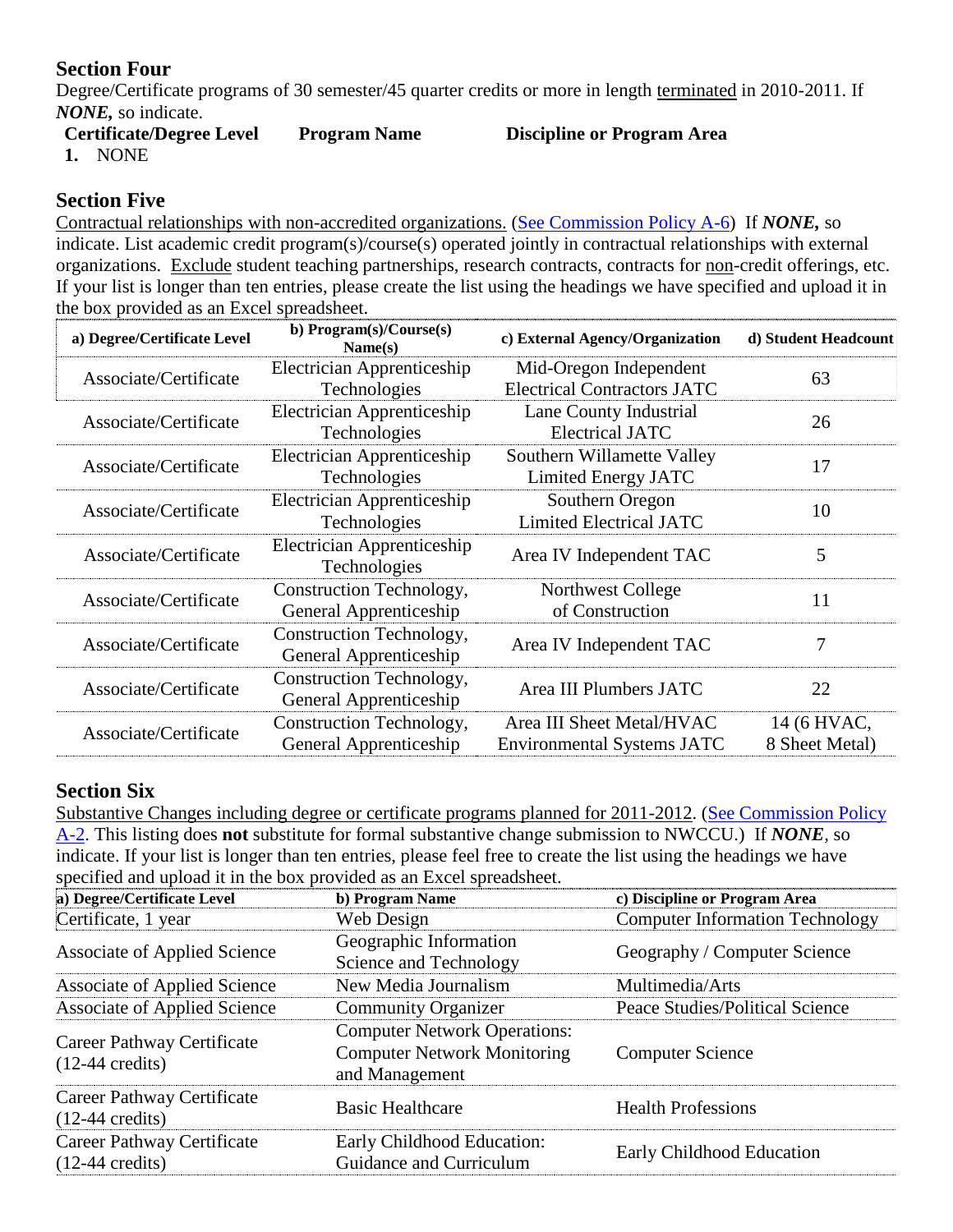## Section Four

Degree/Certificate programs of 30 semester/45 quarter credits or more in length terminated in 2010-2011. If ***NONE,*** so indicate.

| Certificate/Degree Level | Program Name | Discipline or Program Area |
|---|---|---|
| 1. NONE | | |

## Section Five

Contractual relationships with non-accredited organizations. (See Commission Policy A-6) If ***NONE,*** so indicate. List academic credit program(s)/course(s) operated jointly in contractual relationships with external organizations. Exclude student teaching partnerships, research contracts, contracts for non-credit offerings, etc. If your list is longer than ten entries, please create the list using the headings we have specified and upload it in the box provided as an Excel spreadsheet.

| a) Degree/Certificate Level | b) Program(s)/Course(s) Name(s) | c) External Agency/Organization | d) Student Headcount |
|---|---|---|---|
| Associate/Certificate | Electrician Apprenticeship Technologies | Mid-Oregon Independent Electrical Contractors JATC | 63 |
| Associate/Certificate | Electrician Apprenticeship Technologies | Lane County Industrial Electrical JATC | 26 |
| Associate/Certificate | Electrician Apprenticeship Technologies | Southern Willamette Valley Limited Energy JATC | 17 |
| Associate/Certificate | Electrician Apprenticeship Technologies | Southern Oregon Limited Electrical JATC | 10 |
| Associate/Certificate | Electrician Apprenticeship Technologies | Area IV Independent TAC | 5 |
| Associate/Certificate | Construction Technology, General Apprenticeship | Northwest College of Construction | 11 |
| Associate/Certificate | Construction Technology, General Apprenticeship | Area IV Independent TAC | 7 |
| Associate/Certificate | Construction Technology, General Apprenticeship | Area III Plumbers JATC | 22 |
| Associate/Certificate | Construction Technology, General Apprenticeship | Area III Sheet Metal/HVAC Environmental Systems JATC | 14 (6 HVAC, 8 Sheet Metal) |

## Section Six

Substantive Changes including degree or certificate programs planned for 2011-2012. (See Commission Policy A-2. This listing does **not** substitute for formal substantive change submission to NWCCU.) If ***NONE***, so indicate. If your list is longer than ten entries, please feel free to create the list using the headings we have specified and upload it in the box provided as an Excel spreadsheet.

| a) Degree/Certificate Level | b) Program Name | c) Discipline or Program Area |
|---|---|---|
| Certificate, 1 year | Web Design | Computer Information Technology |
| Associate of Applied Science | Geographic Information Science and Technology | Geography / Computer Science |
| Associate of Applied Science | New Media Journalism | Multimedia/Arts |
| Associate of Applied Science | Community Organizer | Peace Studies/Political Science |
| Career Pathway Certificate (12-44 credits) | Computer Network Operations: Computer Network Monitoring and Management | Computer Science |
| Career Pathway Certificate (12-44 credits) | Basic Healthcare | Health Professions |
| Career Pathway Certificate (12-44 credits) | Early Childhood Education: Guidance and Curriculum | Early Childhood Education |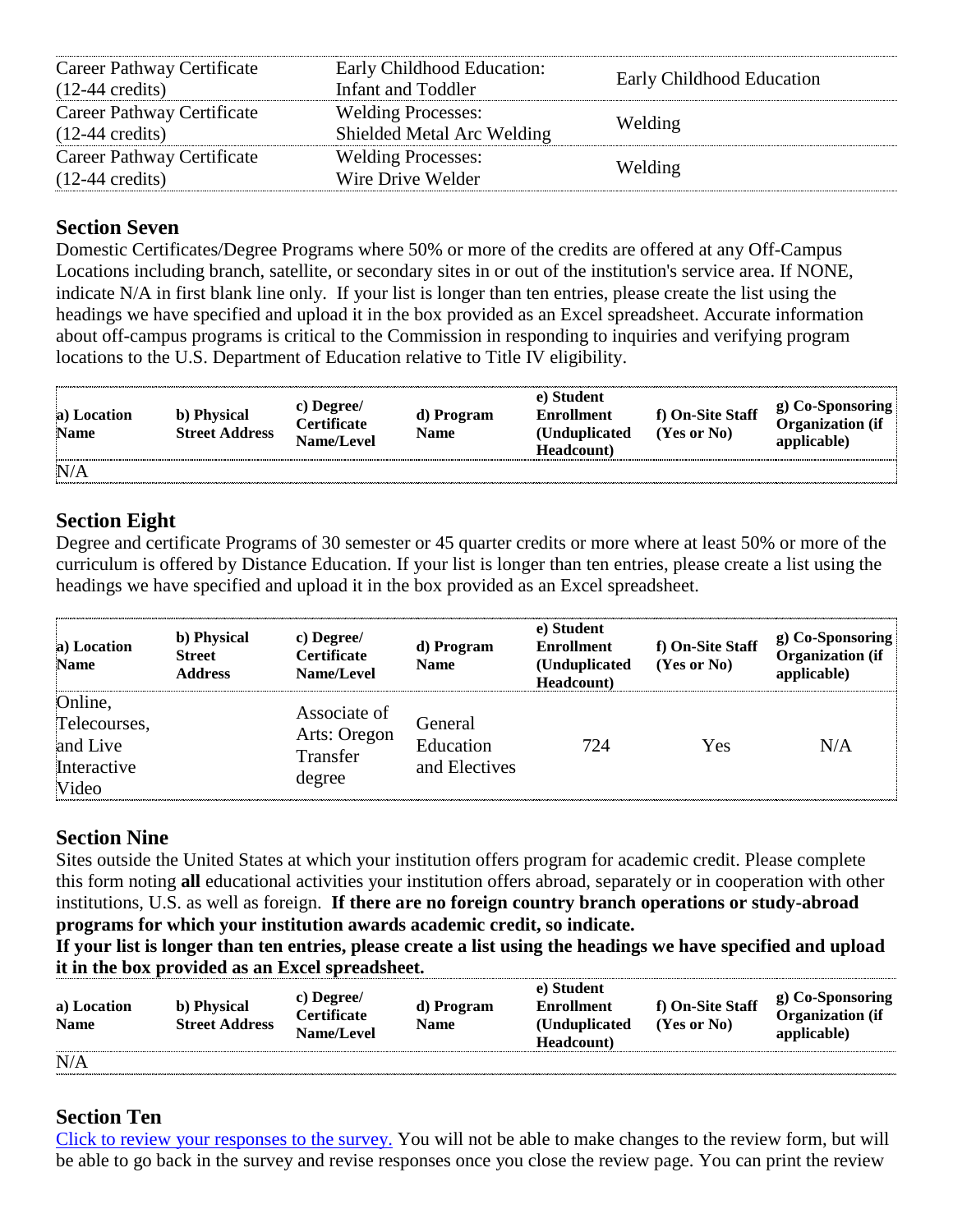| | | |
|---|---|---|
| Career Pathway Certificate (12-44 credits) | Early Childhood Education: Infant and Toddler | Early Childhood Education |
| Career Pathway Certificate (12-44 credits) | Welding Processes: Shielded Metal Arc Welding | Welding |
| Career Pathway Certificate (12-44 credits) | Welding Processes: Wire Drive Welder | Welding |

## Section Seven

Domestic Certificates/Degree Programs where 50% or more of the credits are offered at any Off-Campus Locations including branch, satellite, or secondary sites in or out of the institution's service area. If NONE, indicate N/A in first blank line only. If your list is longer than ten entries, please create the list using the headings we have specified and upload it in the box provided as an Excel spreadsheet. Accurate information about off-campus programs is critical to the Commission in responding to inquiries and verifying program locations to the U.S. Department of Education relative to Title IV eligibility.

| a) Location Name | b) Physical Street Address | c) Degree/ Certificate Name/Level | d) Program Name | e) Student Enrollment (Unduplicated Headcount) | f) On-Site Staff (Yes or No) | g) Co-Sponsoring Organization (if applicable) |
|---|---|---|---|---|---|---|
| N/A | | | | | | |

## Section Eight

Degree and certificate Programs of 30 semester or 45 quarter credits or more where at least 50% or more of the curriculum is offered by Distance Education. If your list is longer than ten entries, please create a list using the headings we have specified and upload it in the box provided as an Excel spreadsheet.

| a) Location Name | b) Physical Street Address | c) Degree/ Certificate Name/Level | d) Program Name | e) Student Enrollment (Unduplicated Headcount) | f) On-Site Staff (Yes or No) | g) Co-Sponsoring Organization (if applicable) |
|---|---|---|---|---|---|---|
| Online, Telecourses, and Live Interactive Video | | Associate of Arts: Oregon Transfer degree | General Education and Electives | 724 | Yes | N/A |

## Section Nine

Sites outside the United States at which your institution offers program for academic credit. Please complete this form noting **all** educational activities your institution offers abroad, separately or in cooperation with other institutions, U.S. as well as foreign. **If there are no foreign country branch operations or study-abroad programs for which your institution awards academic credit, so indicate.**

**If your list is longer than ten entries, please create a list using the headings we have specified and upload it in the box provided as an Excel spreadsheet.**

| a) Location Name | b) Physical Street Address | c) Degree/ Certificate Name/Level | d) Program Name | e) Student Enrollment (Unduplicated Headcount) | f) On-Site Staff (Yes or No) | g) Co-Sponsoring Organization (if applicable) |
|---|---|---|---|---|---|---|
| N/A | | | | | | |

## Section Ten

Click to review your responses to the survey. You will not be able to make changes to the review form, but will be able to go back in the survey and revise responses once you close the review page. You can print the review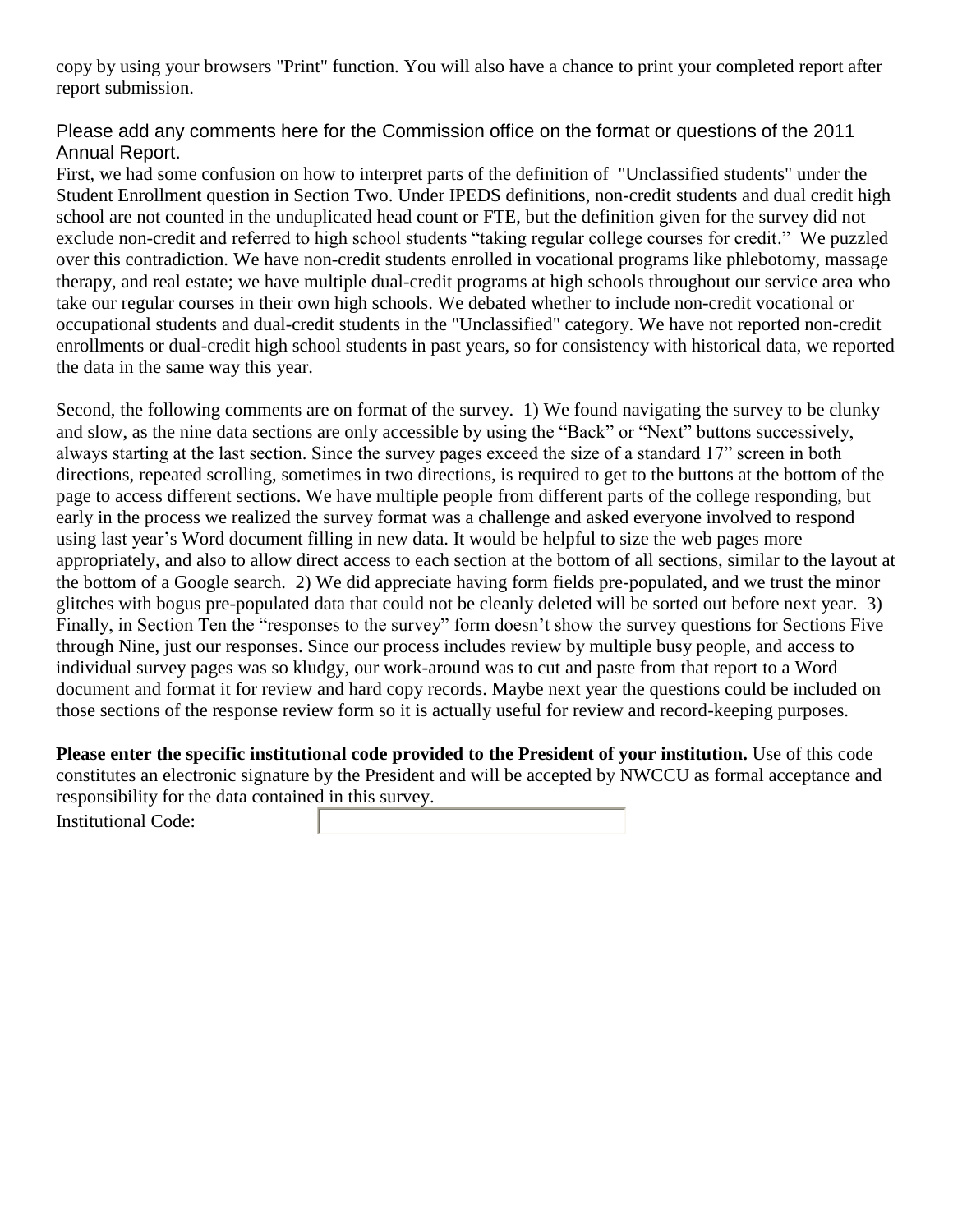copy by using your browsers "Print" function. You will also have a chance to print your completed report after report submission.

Please add any comments here for the Commission office on the format or questions of the 2011 Annual Report.

First, we had some confusion on how to interpret parts of the definition of "Unclassified students" under the Student Enrollment question in Section Two. Under IPEDS definitions, non-credit students and dual credit high school are not counted in the unduplicated head count or FTE, but the definition given for the survey did not exclude non-credit and referred to high school students "taking regular college courses for credit." We puzzled over this contradiction. We have non-credit students enrolled in vocational programs like phlebotomy, massage therapy, and real estate; we have multiple dual-credit programs at high schools throughout our service area who take our regular courses in their own high schools. We debated whether to include non-credit vocational or occupational students and dual-credit students in the "Unclassified" category. We have not reported non-credit enrollments or dual-credit high school students in past years, so for consistency with historical data, we reported the data in the same way this year.

Second, the following comments are on format of the survey. 1) We found navigating the survey to be clunky and slow, as the nine data sections are only accessible by using the "Back" or "Next" buttons successively, always starting at the last section. Since the survey pages exceed the size of a standard 17" screen in both directions, repeated scrolling, sometimes in two directions, is required to get to the buttons at the bottom of the page to access different sections. We have multiple people from different parts of the college responding, but early in the process we realized the survey format was a challenge and asked everyone involved to respond using last year's Word document filling in new data. It would be helpful to size the web pages more appropriately, and also to allow direct access to each section at the bottom of all sections, similar to the layout at the bottom of a Google search. 2) We did appreciate having form fields pre-populated, and we trust the minor glitches with bogus pre-populated data that could not be cleanly deleted will be sorted out before next year. 3) Finally, in Section Ten the "responses to the survey" form doesn't show the survey questions for Sections Five through Nine, just our responses. Since our process includes review by multiple busy people, and access to individual survey pages was so kludgy, our work-around was to cut and paste from that report to a Word document and format it for review and hard copy records. Maybe next year the questions could be included on those sections of the response review form so it is actually useful for review and record-keeping purposes.

**Please enter the specific institutional code provided to the President of your institution.** Use of this code constitutes an electronic signature by the President and will be accepted by NWCCU as formal acceptance and responsibility for the data contained in this survey.

Institutional Code: